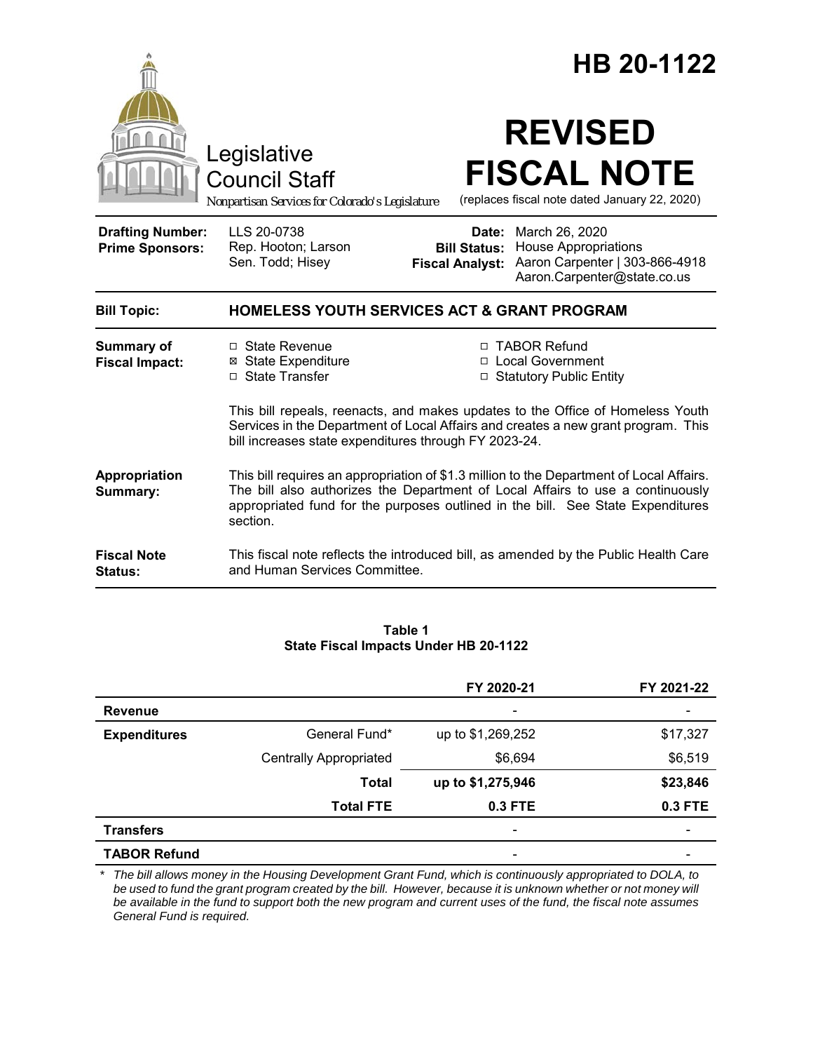# HB 20-1122

Legislative Council Staff

*Nonpartisan Services for Colorado's Legislature*

# REVISED FISCAL NOTE

(replaces fiscal note dated January 22, 2020)

| | | | |
|---|---|---|---|
| **Drafting Number:** | LLS 20-0738 | **Date:** | March 26, 2020 |
| **Prime Sponsors:** | Rep. Hooton; Larson<br>Sen. Todd; Hisey | **Bill Status:** | House Appropriations |
| | | **Fiscal Analyst:** | Aaron Carpenter \| 303-866-4918<br>Aaron.Carpenter@state.co.us |

**Bill Topic:** **HOMELESS YOUTH SERVICES ACT & GRANT PROGRAM**

**Summary of Fiscal Impact:**

- ☐ State Revenue
- ☒ State Expenditure
- ☐ State Transfer
- ☐ TABOR Refund
- ☐ Local Government
- ☐ Statutory Public Entity

This bill repeals, reenacts, and makes updates to the Office of Homeless Youth Services in the Department of Local Affairs and creates a new grant program. This bill increases state expenditures through FY 2023-24.

**Appropriation Summary:** This bill requires an appropriation of $1.3 million to the Department of Local Affairs. The bill also authorizes the Department of Local Affairs to use a continuously appropriated fund for the purposes outlined in the bill. See State Expenditures section.

**Fiscal Note Status:** This fiscal note reflects the introduced bill, as amended by the Public Health Care and Human Services Committee.

**Table 1**
**State Fiscal Impacts Under HB 20-1122**

| | | FY 2020-21 | FY 2021-22 |
|---|---|---|---|
| **Revenue** | | - | - |
| **Expenditures** | General Fund* | up to $1,269,252 | $17,327 |
| | Centrally Appropriated | $6,694 | $6,519 |
| | **Total** | **up to $1,275,946** | **$23,846** |
| | **Total FTE** | **0.3 FTE** | **0.3 FTE** |
| **Transfers** | | - | - |
| **TABOR Refund** | | - | - |

\* *The bill allows money in the Housing Development Grant Fund, which is continuously appropriated to DOLA, to be used to fund the grant program created by the bill. However, because it is unknown whether or not money will be available in the fund to support both the new program and current uses of the fund, the fiscal note assumes General Fund is required.*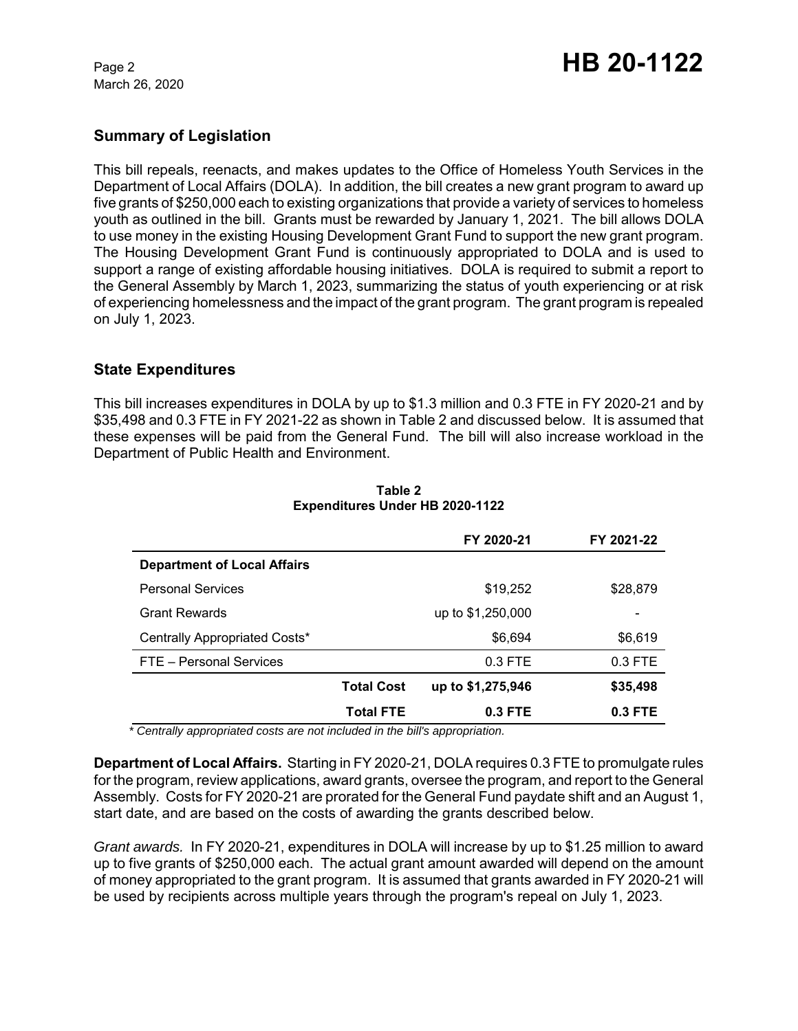## Summary of Legislation

This bill repeals, reenacts, and makes updates to the Office of Homeless Youth Services in the Department of Local Affairs (DOLA). In addition, the bill creates a new grant program to award up five grants of $250,000 each to existing organizations that provide a variety of services to homeless youth as outlined in the bill. Grants must be rewarded by January 1, 2021. The bill allows DOLA to use money in the existing Housing Development Grant Fund to support the new grant program. The Housing Development Grant Fund is continuously appropriated to DOLA and is used to support a range of existing affordable housing initiatives. DOLA is required to submit a report to the General Assembly by March 1, 2023, summarizing the status of youth experiencing or at risk of experiencing homelessness and the impact of the grant program. The grant program is repealed on July 1, 2023.

## State Expenditures

This bill increases expenditures in DOLA by up to $1.3 million and 0.3 FTE in FY 2020-21 and by $35,498 and 0.3 FTE in FY 2021-22 as shown in Table 2 and discussed below. It is assumed that these expenses will be paid from the General Fund. The bill will also increase workload in the Department of Public Health and Environment.

**Table 2**
**Expenditures Under HB 2020-1122**

| | FY 2020-21 | FY 2021-22 |
|---|---|---|
| **Department of Local Affairs** | | |
| Personal Services | $19,252 | $28,879 |
| Grant Rewards | up to $1,250,000 | - |
| Centrally Appropriated Costs* | $6,694 | $6,619 |
| FTE – Personal Services | 0.3 FTE | 0.3 FTE |
| **Total Cost** | **up to $1,275,946** | **$35,498** |
| **Total FTE** | **0.3 FTE** | **0.3 FTE** |

*\* Centrally appropriated costs are not included in the bill's appropriation.*

**Department of Local Affairs.** Starting in FY 2020-21, DOLA requires 0.3 FTE to promulgate rules for the program, review applications, award grants, oversee the program, and report to the General Assembly. Costs for FY 2020-21 are prorated for the General Fund paydate shift and an August 1, start date, and are based on the costs of awarding the grants described below.

*Grant awards.* In FY 2020-21, expenditures in DOLA will increase by up to $1.25 million to award up to five grants of $250,000 each. The actual grant amount awarded will depend on the amount of money appropriated to the grant program. It is assumed that grants awarded in FY 2020-21 will be used by recipients across multiple years through the program's repeal on July 1, 2023.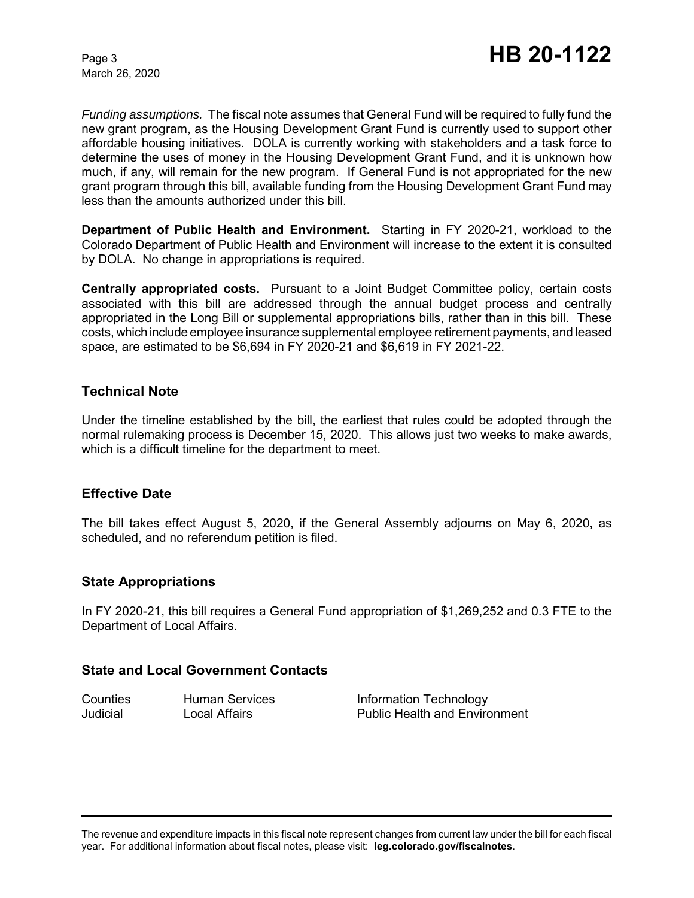*Funding assumptions.* The fiscal note assumes that General Fund will be required to fully fund the new grant program, as the Housing Development Grant Fund is currently used to support other affordable housing initiatives. DOLA is currently working with stakeholders and a task force to determine the uses of money in the Housing Development Grant Fund, and it is unknown how much, if any, will remain for the new program. If General Fund is not appropriated for the new grant program through this bill, available funding from the Housing Development Grant Fund may less than the amounts authorized under this bill.

**Department of Public Health and Environment.** Starting in FY 2020-21, workload to the Colorado Department of Public Health and Environment will increase to the extent it is consulted by DOLA. No change in appropriations is required.

**Centrally appropriated costs.** Pursuant to a Joint Budget Committee policy, certain costs associated with this bill are addressed through the annual budget process and centrally appropriated in the Long Bill or supplemental appropriations bills, rather than in this bill. These costs, which include employee insurance supplemental employee retirement payments, and leased space, are estimated to be $6,694 in FY 2020-21 and $6,619 in FY 2021-22.

## Technical Note

Under the timeline established by the bill, the earliest that rules could be adopted through the normal rulemaking process is December 15, 2020. This allows just two weeks to make awards, which is a difficult timeline for the department to meet.

## Effective Date

The bill takes effect August 5, 2020, if the General Assembly adjourns on May 6, 2020, as scheduled, and no referendum petition is filed.

## State Appropriations

In FY 2020-21, this bill requires a General Fund appropriation of $1,269,252 and 0.3 FTE to the Department of Local Affairs.

## State and Local Government Contacts

| | | |
|---|---|---|
| Counties | Human Services | Information Technology |
| Judicial | Local Affairs | Public Health and Environment |

The revenue and expenditure impacts in this fiscal note represent changes from current law under the bill for each fiscal year. For additional information about fiscal notes, please visit: **leg.colorado.gov/fiscalnotes**.